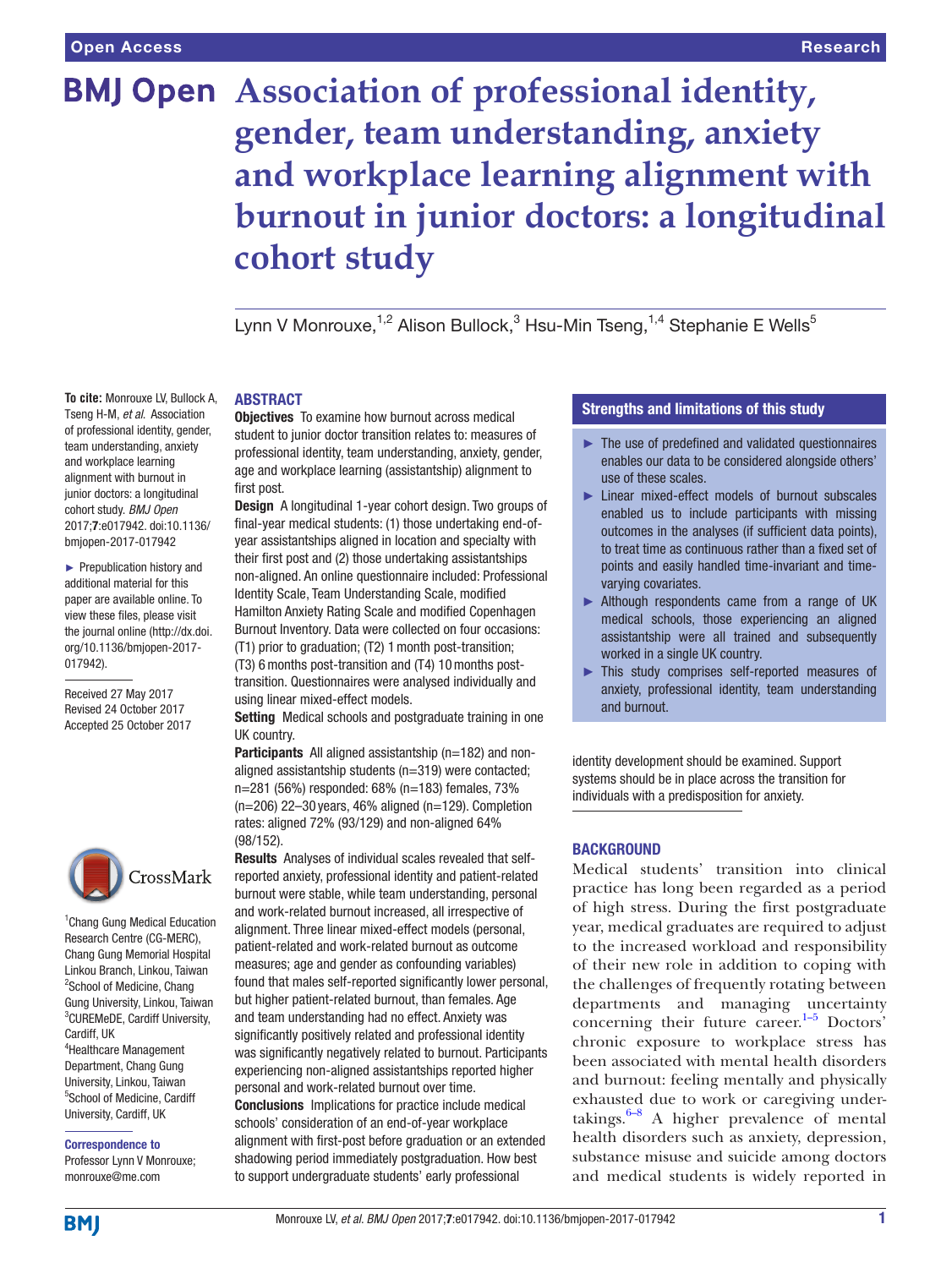# Association of professional identity, gender, team understanding, anxiety and workplace learning alignment with burnout in junior doctors: a longitudinal cohort study

Lynn V Monrouxe,[1,2] Alison Bullock,[3] Hsu-Min Tseng,[1,4] Stephanie E Wells[5]

**To cite:** Monrouxe LV, Bullock A, Tseng H-M, *et al*. Association of professional identity, gender, team understanding, anxiety and workplace learning alignment with burnout in junior doctors: a longitudinal cohort study. *BMJ Open* 2017;**7**:e017942. doi:10.1136/bmjopen-2017-017942

► Prepublication history and additional material for this paper are available online. To view these files, please visit the journal online (http://dx.doi.org/10.1136/bmjopen-2017-017942).

Received 27 May 2017
Revised 24 October 2017
Accepted 25 October 2017

[1]Chang Gung Medical Education Research Centre (CG-MERC), Chang Gung Memorial Hospital Linkou Branch, Linkou, Taiwan
[2]School of Medicine, Chang Gung University, Linkou, Taiwan
[3]CUREMeDE, Cardiff University, Cardiff, UK
[4]Healthcare Management Department, Chang Gung University, Linkou, Taiwan
[5]School of Medicine, Cardiff University, Cardiff, UK

**Correspondence to**
Professor Lynn V Monrouxe; monrouxe@me.com

## ABSTRACT

**Objectives** To examine how burnout across medical student to junior doctor transition relates to: measures of professional identity, team understanding, anxiety, gender, age and workplace learning (assistantship) alignment to first post.

**Design** A longitudinal 1-year cohort design. Two groups of final-year medical students: (1) those undertaking end-of-year assistantships aligned in location and specialty with their first post and (2) those undertaking assistantships non-aligned. An online questionnaire included: Professional Identity Scale, Team Understanding Scale, modified Hamilton Anxiety Rating Scale and modified Copenhagen Burnout Inventory. Data were collected on four occasions: (T1) prior to graduation; (T2) 1 month post-transition; (T3) 6 months post-transition and (T4) 10 months post-transition. Questionnaires were analysed individually and using linear mixed-effect models.

**Setting** Medical schools and postgraduate training in one UK country.

**Participants** All aligned assistantship (n=182) and non-aligned assistantship students (n=319) were contacted; n=281 (56%) responded: 68% (n=183) females, 73% (n=206) 22–30 years, 46% aligned (n=129). Completion rates: aligned 72% (93/129) and non-aligned 64% (98/152).

**Results** Analyses of individual scales revealed that self-reported anxiety, professional identity and patient-related burnout were stable, while team understanding, personal and work-related burnout increased, all irrespective of alignment. Three linear mixed-effect models (personal, patient-related and work-related burnout as outcome measures; age and gender as confounding variables) found that males self-reported significantly lower personal, but higher patient-related burnout, than females. Age and team understanding had no effect. Anxiety was significantly positively related and professional identity was significantly negatively related to burnout. Participants experiencing non-aligned assistantships reported higher personal and work-related burnout over time.

**Conclusions** Implications for practice include medical schools' consideration of an end-of-year workplace alignment with first-post before graduation or an extended shadowing period immediately postgraduation. How best to support undergraduate students' early professional identity development should be examined. Support systems should be in place across the transition for individuals with a predisposition for anxiety.

## Strengths and limitations of this study

- ► The use of predefined and validated questionnaires enables our data to be considered alongside others' use of these scales.
- ► Linear mixed-effect models of burnout subscales enabled us to include participants with missing outcomes in the analyses (if sufficient data points), to treat time as continuous rather than a fixed set of points and easily handled time-invariant and time-varying covariates.
- ► Although respondents came from a range of UK medical schools, those experiencing an aligned assistantship were all trained and subsequently worked in a single UK country.
- ► This study comprises self-reported measures of anxiety, professional identity, team understanding and burnout.

## BACKGROUND

Medical students' transition into clinical practice has long been regarded as a period of high stress. During the first postgraduate year, medical graduates are required to adjust to the increased workload and responsibility of their new role in addition to coping with the challenges of frequently rotating between departments and managing uncertainty concerning their future career.[1–5] Doctors' chronic exposure to workplace stress has been associated with mental health disorders and burnout: feeling mentally and physically exhausted due to work or caregiving undertakings.[6–8] A higher prevalence of mental health disorders such as anxiety, depression, substance misuse and suicide among doctors and medical students is widely reported in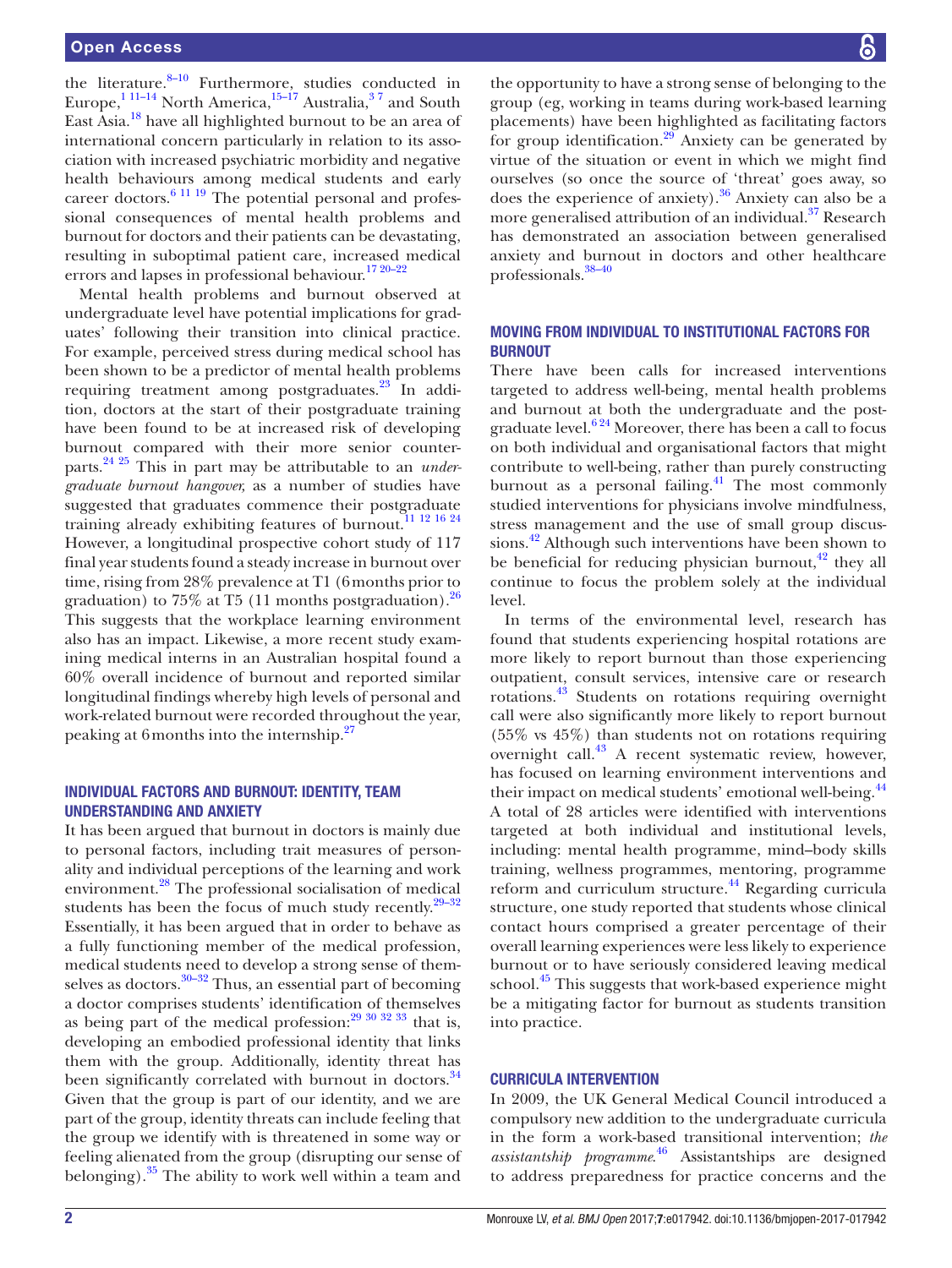the literature.[8–10] Furthermore, studies conducted in Europe,[1 11–14] North America,[15–17] Australia,[3 7] and South East Asia.[18] have all highlighted burnout to be an area of international concern particularly in relation to its association with increased psychiatric morbidity and negative health behaviours among medical students and early career doctors.[6 11 19] The potential personal and professional consequences of mental health problems and burnout for doctors and their patients can be devastating, resulting in suboptimal patient care, increased medical errors and lapses in professional behaviour.[17 20–22]

Mental health problems and burnout observed at undergraduate level have potential implications for graduates' following their transition into clinical practice. For example, perceived stress during medical school has been shown to be a predictor of mental health problems requiring treatment among postgraduates.[23] In addition, doctors at the start of their postgraduate training have been found to be at increased risk of developing burnout compared with their more senior counterparts.[24 25] This in part may be attributable to an *undergraduate burnout hangover,* as a number of studies have suggested that graduates commence their postgraduate training already exhibiting features of burnout.[11 12 16 24] However, a longitudinal prospective cohort study of 117 final year students found a steady increase in burnout over time, rising from 28% prevalence at T1 (6 months prior to graduation) to 75% at T5 (11 months postgraduation).[26] This suggests that the workplace learning environment also has an impact. Likewise, a more recent study examining medical interns in an Australian hospital found a 60% overall incidence of burnout and reported similar longitudinal findings whereby high levels of personal and work-related burnout were recorded throughout the year, peaking at 6 months into the internship.[27]

## Individual factors and burnout: identity, team understanding and anxiety

It has been argued that burnout in doctors is mainly due to personal factors, including trait measures of personality and individual perceptions of the learning and work environment.[28] The professional socialisation of medical students has been the focus of much study recently.[29–32] Essentially, it has been argued that in order to behave as a fully functioning member of the medical profession, medical students need to develop a strong sense of themselves as doctors.[30–32] Thus, an essential part of becoming a doctor comprises students' identification of themselves as being part of the medical profession:[29 30 32 33] that is, developing an embodied professional identity that links them with the group. Additionally, identity threat has been significantly correlated with burnout in doctors.[34] Given that the group is part of our identity, and we are part of the group, identity threats can include feeling that the group we identify with is threatened in some way or feeling alienated from the group (disrupting our sense of belonging).[35] The ability to work well within a team and the opportunity to have a strong sense of belonging to the group (eg, working in teams during work-based learning placements) have been highlighted as facilitating factors for group identification.[29] Anxiety can be generated by virtue of the situation or event in which we might find ourselves (so once the source of 'threat' goes away, so does the experience of anxiety).[36] Anxiety can also be a more generalised attribution of an individual.[37] Research has demonstrated an association between generalised anxiety and burnout in doctors and other healthcare professionals.[38–40]

## Moving from individual to institutional factors for burnout

There have been calls for increased interventions targeted to address well-being, mental health problems and burnout at both the undergraduate and the postgraduate level.[6 24] Moreover, there has been a call to focus on both individual and organisational factors that might contribute to well-being, rather than purely constructing burnout as a personal failing.[41] The most commonly studied interventions for physicians involve mindfulness, stress management and the use of small group discussions.[42] Although such interventions have been shown to be beneficial for reducing physician burnout,[42] they all continue to focus the problem solely at the individual level.

In terms of the environmental level, research has found that students experiencing hospital rotations are more likely to report burnout than those experiencing outpatient, consult services, intensive care or research rotations.[43] Students on rotations requiring overnight call were also significantly more likely to report burnout (55% vs 45%) than students not on rotations requiring overnight call.[43] A recent systematic review, however, has focused on learning environment interventions and their impact on medical students' emotional well-being.[44] A total of 28 articles were identified with interventions targeted at both individual and institutional levels, including: mental health programme, mind–body skills training, wellness programmes, mentoring, programme reform and curriculum structure.[44] Regarding curricula structure, one study reported that students whose clinical contact hours comprised a greater percentage of their overall learning experiences were less likely to experience burnout or to have seriously considered leaving medical school.[45] This suggests that work-based experience might be a mitigating factor for burnout as students transition into practice.

## Curricula intervention

In 2009, the UK General Medical Council introduced a compulsory new addition to the undergraduate curricula in the form a work-based transitional intervention; *the assistantship programme.*[46] Assistantships are designed to address preparedness for practice concerns and the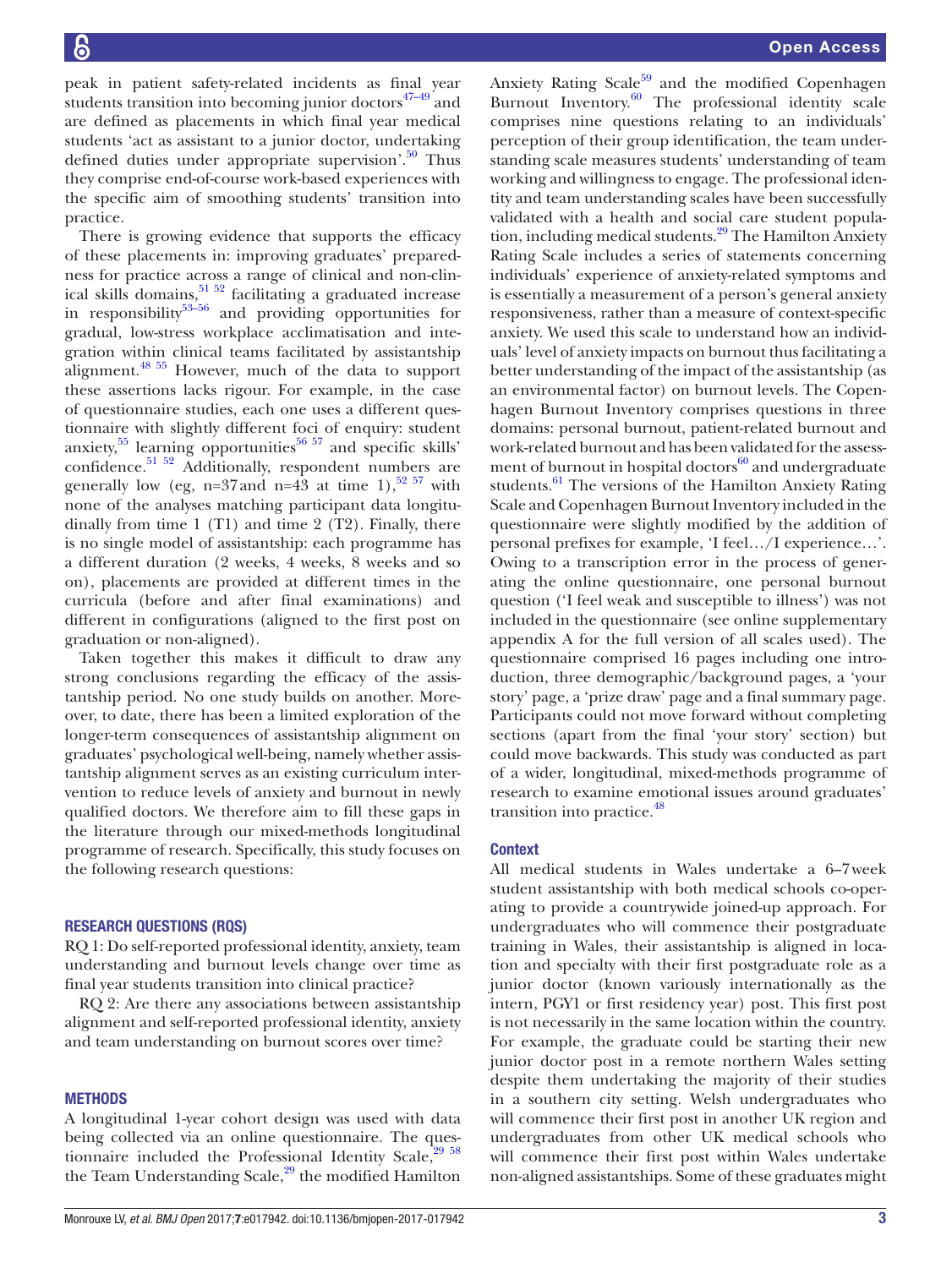peak in patient safety-related incidents as final year students transition into becoming junior doctors[47–49] and are defined as placements in which final year medical students 'act as assistant to a junior doctor, undertaking defined duties under appropriate supervision'.[50] Thus they comprise end-of-course work-based experiences with the specific aim of smoothing students' transition into practice.

There is growing evidence that supports the efficacy of these placements in: improving graduates' preparedness for practice across a range of clinical and non-clinical skills domains,[51 52] facilitating a graduated increase in responsibility[53–56] and providing opportunities for gradual, low-stress workplace acclimatisation and integration within clinical teams facilitated by assistantship alignment.[48 55] However, much of the data to support these assertions lacks rigour. For example, in the case of questionnaire studies, each one uses a different questionnaire with slightly different foci of enquiry: student anxiety,[55] learning opportunities[56 57] and specific skills' confidence.[51 52] Additionally, respondent numbers are generally low (eg, n=37 and n=43 at time 1),[52 57] with none of the analyses matching participant data longitudinally from time 1 (T1) and time 2 (T2). Finally, there is no single model of assistantship: each programme has a different duration (2 weeks, 4 weeks, 8 weeks and so on), placements are provided at different times in the curricula (before and after final examinations) and different in configurations (aligned to the first post on graduation or non-aligned).

Taken together this makes it difficult to draw any strong conclusions regarding the efficacy of the assistantship period. No one study builds on another. Moreover, to date, there has been a limited exploration of the longer-term consequences of assistantship alignment on graduates' psychological well-being, namely whether assistantship alignment serves as an existing curriculum intervention to reduce levels of anxiety and burnout in newly qualified doctors. We therefore aim to fill these gaps in the literature through our mixed-methods longitudinal programme of research. Specifically, this study focuses on the following research questions:

## Research questions (RQs)

RQ 1: Do self-reported professional identity, anxiety, team understanding and burnout levels change over time as final year students transition into clinical practice?

RQ 2: Are there any associations between assistantship alignment and self-reported professional identity, anxiety and team understanding on burnout scores over time?

## Methods

A longitudinal 1-year cohort design was used with data being collected via an online questionnaire. The questionnaire included the Professional Identity Scale,[29 58] the Team Understanding Scale,[29] the modified Hamilton Anxiety Rating Scale[59] and the modified Copenhagen Burnout Inventory.[60] The professional identity scale comprises nine questions relating to an individuals' perception of their group identification, the team understanding scale measures students' understanding of team working and willingness to engage. The professional identity and team understanding scales have been successfully validated with a health and social care student population, including medical students.[29] The Hamilton Anxiety Rating Scale includes a series of statements concerning individuals' experience of anxiety-related symptoms and is essentially a measurement of a person's general anxiety responsiveness, rather than a measure of context-specific anxiety. We used this scale to understand how an individuals' level of anxiety impacts on burnout thus facilitating a better understanding of the impact of the assistantship (as an environmental factor) on burnout levels. The Copenhagen Burnout Inventory comprises questions in three domains: personal burnout, patient-related burnout and work-related burnout and has been validated for the assessment of burnout in hospital doctors[60] and undergraduate students.[61] The versions of the Hamilton Anxiety Rating Scale and Copenhagen Burnout Inventory included in the questionnaire were slightly modified by the addition of personal prefixes for example, 'I feel…/I experience…'. Owing to a transcription error in the process of generating the online questionnaire, one personal burnout question ('I feel weak and susceptible to illness') was not included in the questionnaire (see online supplementary appendix A for the full version of all scales used). The questionnaire comprised 16 pages including one introduction, three demographic/background pages, a 'your story' page, a 'prize draw' page and a final summary page. Participants could not move forward without completing sections (apart from the final 'your story' section) but could move backwards. This study was conducted as part of a wider, longitudinal, mixed-methods programme of research to examine emotional issues around graduates' transition into practice.[48]

### Context

All medical students in Wales undertake a 6–7 week student assistantship with both medical schools co-operating to provide a countrywide joined-up approach. For undergraduates who will commence their postgraduate training in Wales, their assistantship is aligned in location and specialty with their first postgraduate role as a junior doctor (known variously internationally as the intern, PGY1 or first residency year) post. This first post is not necessarily in the same location within the country. For example, the graduate could be starting their new junior doctor post in a remote northern Wales setting despite them undertaking the majority of their studies in a southern city setting. Welsh undergraduates who will commence their first post in another UK region and undergraduates from other UK medical schools who will commence their first post within Wales undertake non-aligned assistantships. Some of these graduates might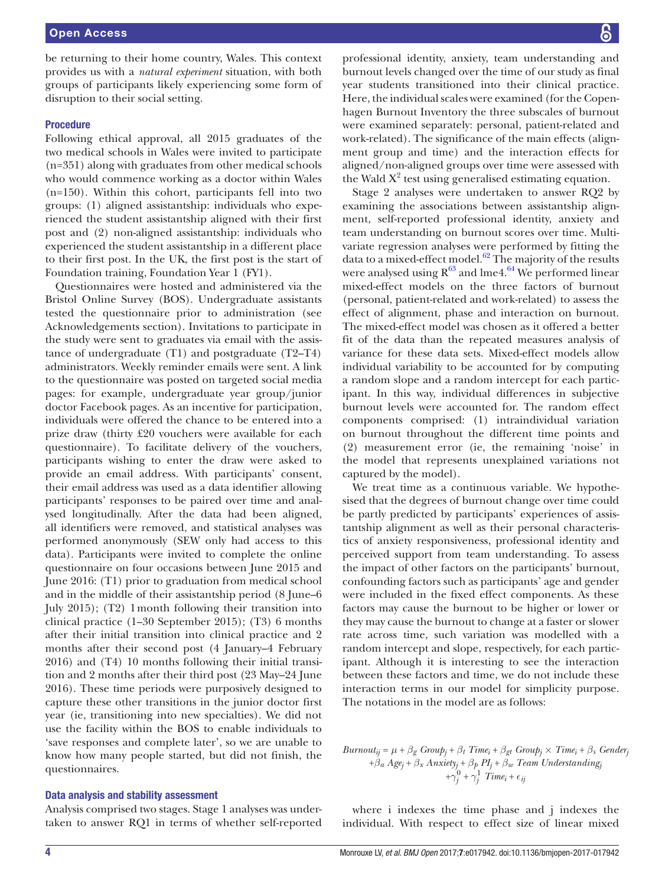be returning to their home country, Wales. This context provides us with a *natural experiment* situation, with both groups of participants likely experiencing some form of disruption to their social setting.

### Procedure

Following ethical approval, all 2015 graduates of the two medical schools in Wales were invited to participate (n=351) along with graduates from other medical schools who would commence working as a doctor within Wales (n=150). Within this cohort, participants fell into two groups: (1) aligned assistantship: individuals who experienced the student assistantship aligned with their first post and (2) non-aligned assistantship: individuals who experienced the student assistantship in a different place to their first post. In the UK, the first post is the start of Foundation training, Foundation Year 1 (FY1).

Questionnaires were hosted and administered via the Bristol Online Survey (BOS). Undergraduate assistants tested the questionnaire prior to administration (see Acknowledgements section). Invitations to participate in the study were sent to graduates via email with the assistance of undergraduate (T1) and postgraduate (T2–T4) administrators. Weekly reminder emails were sent. A link to the questionnaire was posted on targeted social media pages: for example, undergraduate year group/junior doctor Facebook pages. As an incentive for participation, individuals were offered the chance to be entered into a prize draw (thirty £20 vouchers were available for each questionnaire). To facilitate delivery of the vouchers, participants wishing to enter the draw were asked to provide an email address. With participants' consent, their email address was used as a data identifier allowing participants' responses to be paired over time and analysed longitudinally. After the data had been aligned, all identifiers were removed, and statistical analyses was performed anonymously (SEW only had access to this data). Participants were invited to complete the online questionnaire on four occasions between June 2015 and June 2016: (T1) prior to graduation from medical school and in the middle of their assistantship period (8 June–6 July 2015); (T2) 1 month following their transition into clinical practice (1–30 September 2015); (T3) 6 months after their initial transition into clinical practice and 2 months after their second post (4 January–4 February 2016) and (T4) 10 months following their initial transition and 2 months after their third post (23 May–24 June 2016). These time periods were purposively designed to capture these other transitions in the junior doctor first year (ie, transitioning into new specialties). We did not use the facility within the BOS to enable individuals to 'save responses and complete later', so we are unable to know how many people started, but did not finish, the questionnaires.

### Data analysis and stability assessment

Analysis comprised two stages. Stage 1 analyses was undertaken to answer RQ1 in terms of whether self-reported professional identity, anxiety, team understanding and burnout levels changed over the time of our study as final year students transitioned into their clinical practice. Here, the individual scales were examined (for the Copenhagen Burnout Inventory the three subscales of burnout were examined separately: personal, patient-related and work-related). The significance of the main effects (alignment group and time) and the interaction effects for aligned/non-aligned groups over time were assessed with the Wald $X^2$ test using generalised estimating equation.

Stage 2 analyses were undertaken to answer RQ2 by examining the associations between assistantship alignment, self-reported professional identity, anxiety and team understanding on burnout scores over time. Multivariate regression analyses were performed by fitting the data to a mixed-effect model.[62] The majority of the results were analysed using R[63] and lme4.[64] We performed linear mixed-effect models on the three factors of burnout (personal, patient-related and work-related) to assess the effect of alignment, phase and interaction on burnout. The mixed-effect model was chosen as it offered a better fit of the data than the repeated measures analysis of variance for these data sets. Mixed-effect models allow individual variability to be accounted for by computing a random slope and a random intercept for each participant. In this way, individual differences in subjective burnout levels were accounted for. The random effect components comprised: (1) intraindividual variation on burnout throughout the different time points and (2) measurement error (ie, the remaining 'noise' in the model that represents unexplained variations not captured by the model).

We treat time as a continuous variable. We hypothesised that the degrees of burnout change over time could be partly predicted by participants' experiences of assistantship alignment as well as their personal characteristics of anxiety responsiveness, professional identity and perceived support from team understanding. To assess the impact of other factors on the participants' burnout, confounding factors such as participants' age and gender were included in the fixed effect components. As these factors may cause the burnout to be higher or lower or they may cause the burnout to change at a faster or slower rate across time, such variation was modelled with a random intercept and slope, respectively, for each participant. Although it is interesting to see the interaction between these factors and time, we do not include these interaction terms in our model for simplicity purpose. The notations in the model are as follows:

$$
\begin{aligned}
Burnout_{ij} = \mu + \beta_g\, Group_j + \beta_t\, Time_i + \beta_{gt}\, Group_j \times Time_i + \beta_s\, Gender_j \\
+ \beta_a\, Age_j + \beta_x\, Anxiety_j + \beta_p\, PI_j + \beta_w\, Team\ Understanding_j \\
+ \gamma_j^0 + \gamma_j^1\, Time_i + \epsilon_{ij}
\end{aligned}
$$

where i indexes the time phase and j indexes the individual. With respect to effect size of linear mixed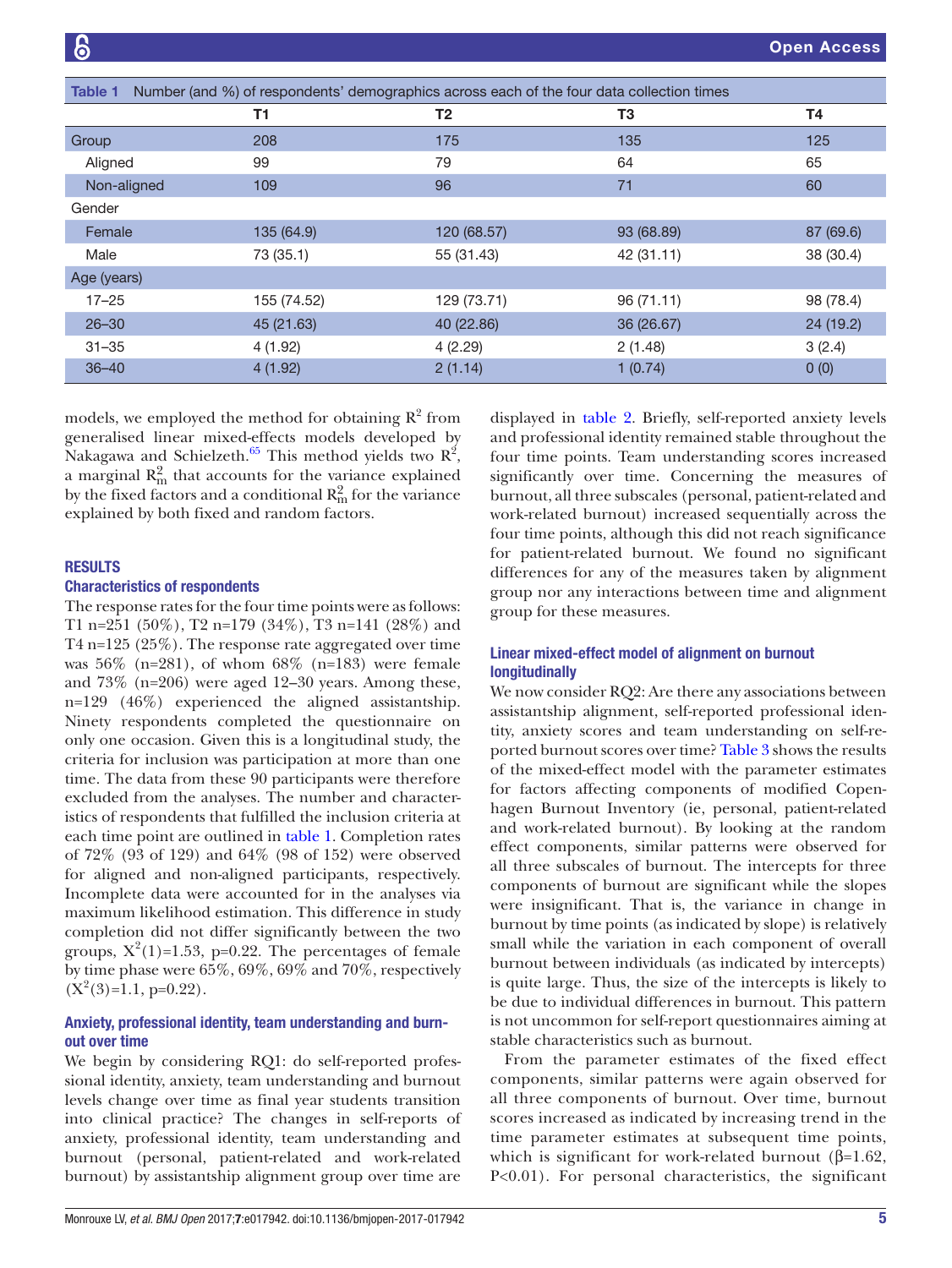Table 1 Number (and %) of respondents' demographics across each of the four data collection times

| | T1 | T2 | T3 | T4 |
|---|---|---|---|---|
| Group | 208 | 175 | 135 | 125 |
| Aligned | 99 | 79 | 64 | 65 |
| Non-aligned | 109 | 96 | 71 | 60 |
| Gender | | | | |
| Female | 135 (64.9) | 120 (68.57) | 93 (68.89) | 87 (69.6) |
| Male | 73 (35.1) | 55 (31.43) | 42 (31.11) | 38 (30.4) |
| Age (years) | | | | |
| 17–25 | 155 (74.52) | 129 (73.71) | 96 (71.11) | 98 (78.4) |
| 26–30 | 45 (21.63) | 40 (22.86) | 36 (26.67) | 24 (19.2) |
| 31–35 | 4 (1.92) | 4 (2.29) | 2 (1.48) | 3 (2.4) |
| 36–40 | 4 (1.92) | 2 (1.14) | 1 (0.74) | 0 (0) |

models, we employed the method for obtaining $R^2$ from generalised linear mixed-effects models developed by Nakagawa and Schielzeth.[65] This method yields two $R^2$, a marginal $R^2_m$ that accounts for the variance explained by the fixed factors and a conditional $R^2_m$ for the variance explained by both fixed and random factors.

## RESULTS

### Characteristics of respondents

The response rates for the four time points were as follows: T1 n=251 (50%), T2 n=179 (34%), T3 n=141 (28%) and T4 n=125 (25%). The response rate aggregated over time was 56% (n=281), of whom 68% (n=183) were female and 73% (n=206) were aged 12–30 years. Among these, n=129 (46%) experienced the aligned assistantship. Ninety respondents completed the questionnaire on only one occasion. Given this is a longitudinal study, the criteria for inclusion was participation at more than one time. The data from these 90 participants were therefore excluded from the analyses. The number and characteristics of respondents that fulfilled the inclusion criteria at each time point are outlined in table 1. Completion rates of 72% (93 of 129) and 64% (98 of 152) were observed for aligned and non-aligned participants, respectively. Incomplete data were accounted for in the analyses via maximum likelihood estimation. This difference in study completion did not differ significantly between the two groups, $X^2(1)=1.53$, p=0.22. The percentages of female by time phase were 65%, 69%, 69% and 70%, respectively ($X^2(3)=1.1$, p=0.22).

### Anxiety, professional identity, team understanding and burnout over time

We begin by considering RQ1: do self-reported professional identity, anxiety, team understanding and burnout levels change over time as final year students transition into clinical practice? The changes in self-reports of anxiety, professional identity, team understanding and burnout (personal, patient-related and work-related burnout) by assistantship alignment group over time are displayed in table 2. Briefly, self-reported anxiety levels and professional identity remained stable throughout the four time points. Team understanding scores increased significantly over time. Concerning the measures of burnout, all three subscales (personal, patient-related and work-related burnout) increased sequentially across the four time points, although this did not reach significance for patient-related burnout. We found no significant differences for any of the measures taken by alignment group nor any interactions between time and alignment group for these measures.

### Linear mixed-effect model of alignment on burnout longitudinally

We now consider RQ2: Are there any associations between assistantship alignment, self-reported professional identity, anxiety scores and team understanding on self-reported burnout scores over time? Table 3 shows the results of the mixed-effect model with the parameter estimates for factors affecting components of modified Copenhagen Burnout Inventory (ie, personal, patient-related and work-related burnout). By looking at the random effect components, similar patterns were observed for all three subscales of burnout. The intercepts for three components of burnout are significant while the slopes were insignificant. That is, the variance in change in burnout by time points (as indicated by slope) is relatively small while the variation in each component of overall burnout between individuals (as indicated by intercepts) is quite large. Thus, the size of the intercepts is likely to be due to individual differences in burnout. This pattern is not uncommon for self-report questionnaires aiming at stable characteristics such as burnout.

From the parameter estimates of the fixed effect components, similar patterns were again observed for all three components of burnout. Over time, burnout scores increased as indicated by increasing trend in the time parameter estimates at subsequent time points, which is significant for work-related burnout ($\beta=1.62$, $P<0.01$). For personal characteristics, the significant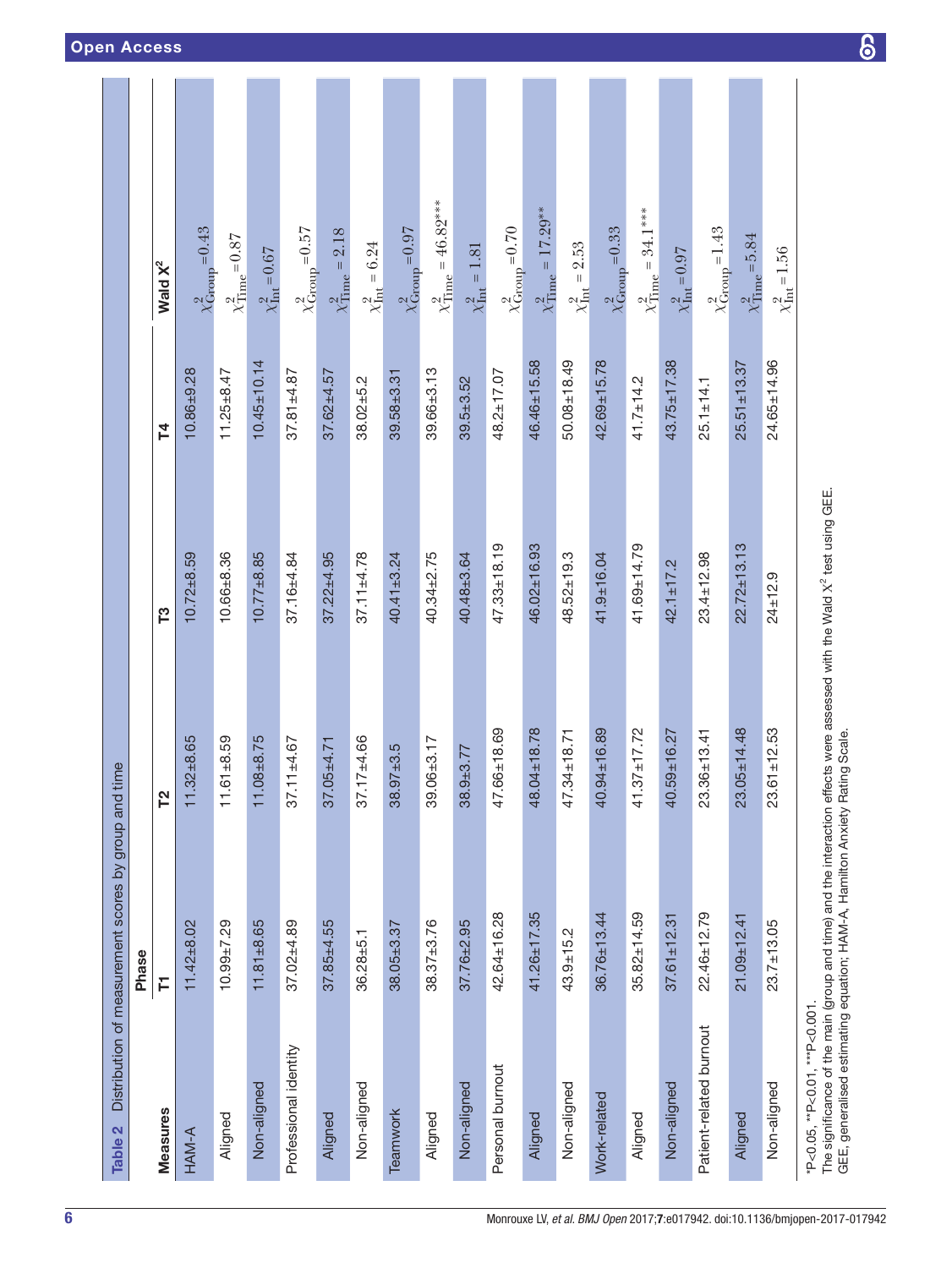**Table 2** Distribution of measurement scores by group and time

| Measures | Phase T1 | T2 | T3 | T4 | Wald $\chi^2$ |
|---|---|---|---|---|---|
| HAM-A | 11.42±8.02 | 11.32±8.65 | 10.72±8.59 | 10.86±9.28 | $\chi^2_{\mathrm{Group}}=0.43$ |
| Aligned | 10.99±7.29 | 11.61±8.59 | 10.66±8.36 | 11.25±8.47 | $\chi^2_{\mathrm{Time}}=0.87$ |
| Non-aligned | 11.81±8.65 | 11.08±8.75 | 10.77±8.85 | 10.45±10.14 | $\chi^2_{\mathrm{Int}}=0.67$ |
| Professional identity | 37.02±4.89 | 37.11±4.67 | 37.16±4.84 | 37.81±4.87 | $\chi^2_{\mathrm{Group}}=0.57$ |
| Aligned | 37.85±4.55 | 37.05±4.71 | 37.22±4.95 | 37.62±4.57 | $\chi^2_{\mathrm{Time}}=2.18$ |
| Non-aligned | 36.28±5.1 | 37.17±4.66 | 37.11±4.78 | 38.02±5.2 | $\chi^2_{\mathrm{Int}}=6.24$ |
| Teamwork | 38.05±3.37 | 38.97±3.5 | 40.41±3.24 | 39.58±3.31 | $\chi^2_{\mathrm{Group}}=0.97$ |
| Aligned | 38.37±3.76 | 39.06±3.17 | 40.34±2.75 | 39.66±3.13 | $\chi^2_{\mathrm{Time}}=46.82^{***}$ |
| Non-aligned | 37.76±2.95 | 38.9±3.77 | 40.48±3.64 | 39.5±3.52 | $\chi^2_{\mathrm{Int}}=1.81$ |
| Personal burnout | 42.64±16.28 | 47.66±18.69 | 47.33±18.19 | 48.2±17.07 | $\chi^2_{\mathrm{Group}}=0.70$ |
| Aligned | 41.26±17.35 | 48.04±18.78 | 46.02±16.93 | 46.46±15.58 | $\chi^2_{\mathrm{Time}}=17.29^{**}$ |
| Non-aligned | 43.9±15.2 | 47.34±18.71 | 48.52±19.3 | 50.08±18.49 | $\chi^2_{\mathrm{Int}}=2.53$ |
| Work-related | 36.76±13.44 | 40.94±16.89 | 41.9±16.04 | 42.69±15.78 | $\chi^2_{\mathrm{Group}}=0.33$ |
| Aligned | 35.82±14.59 | 41.37±17.72 | 41.69±14.79 | 41.7±14.2 | $\chi^2_{\mathrm{Time}}=34.1^{***}$ |
| Non-aligned | 37.61±12.31 | 40.59±16.27 | 42.1±17.2 | 43.75±17.38 | $\chi^2_{\mathrm{Int}}=0.97$ |
| Patient-related burnout | 22.46±12.79 | 23.36±13.41 | 23.4±12.98 | 25.1±14.1 | $\chi^2_{\mathrm{Group}}=1.43$ |
| Aligned | 21.09±12.41 | 23.05±14.48 | 22.72±13.13 | 25.51±13.37 | $\chi^2_{\mathrm{Time}}=5.84$ |
| Non-aligned | 23.7±13.05 | 23.61±12.53 | 24±12.9 | 24.65±14.96 | $\chi^2_{\mathrm{Int}}=1.56$ |

*P<0.05, **P<0.01, ***P<0.001.

The significance of the main (group and time) and the interaction effects were assessed with the Wald $\chi^2$ test using GEE.

GEE, generalised estimating equation; HAM-A, Hamilton Anxiety Rating Scale.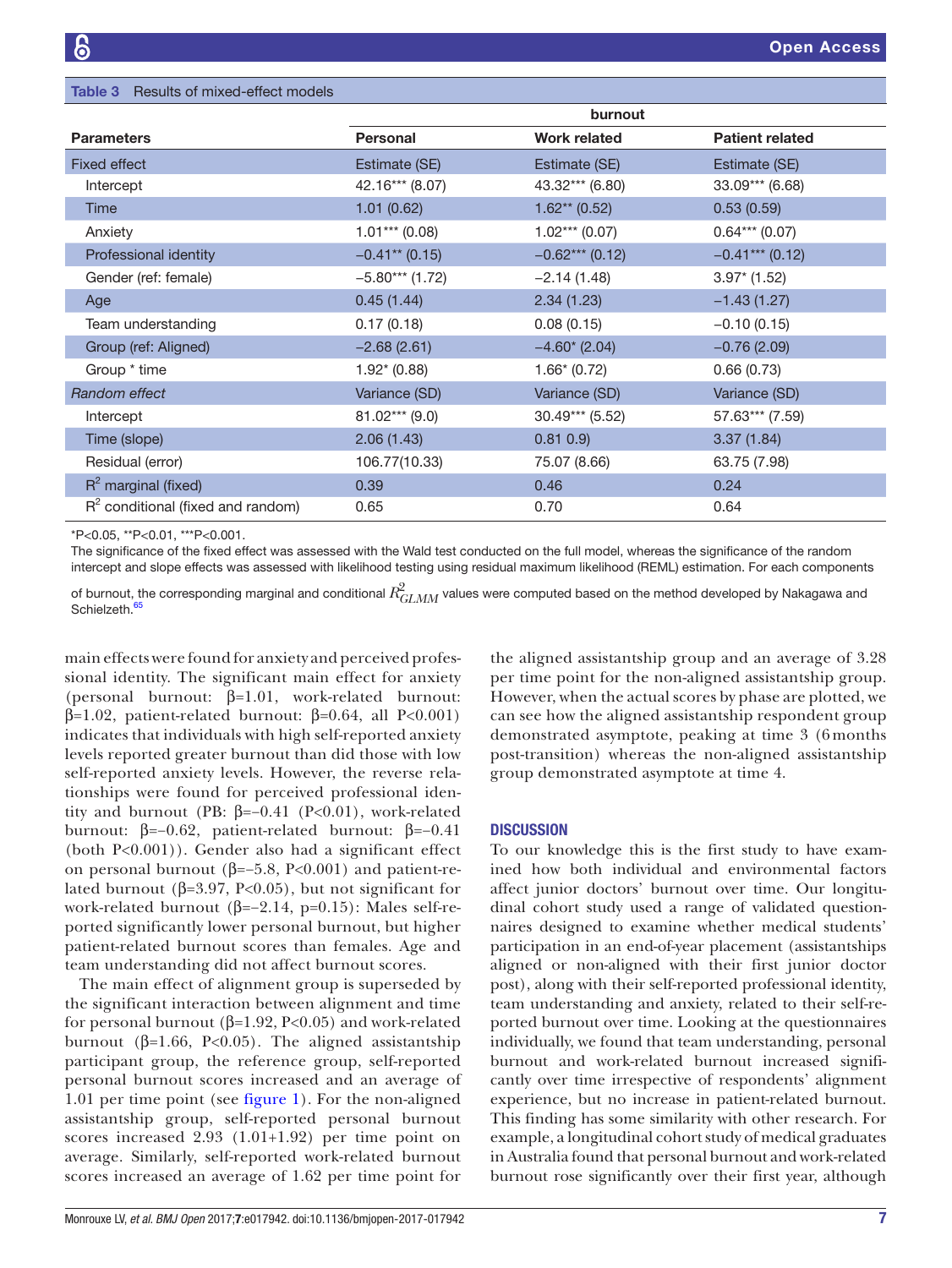**Table 3** Results of mixed-effect models

| | burnout | | |
|---|---|---|---|
| **Parameters** | **Personal** | **Work related** | **Patient related** |
| Fixed effect | Estimate (SE) | Estimate (SE) | Estimate (SE) |
| Intercept | 42.16*** (8.07) | 43.32*** (6.80) | 33.09*** (6.68) |
| Time | 1.01 (0.62) | 1.62** (0.52) | 0.53 (0.59) |
| Anxiety | 1.01*** (0.08) | 1.02*** (0.07) | 0.64*** (0.07) |
| Professional identity | −0.41** (0.15) | −0.62*** (0.12) | −0.41*** (0.12) |
| Gender (ref: female) | −5.80*** (1.72) | −2.14 (1.48) | 3.97* (1.52) |
| Age | 0.45 (1.44) | 2.34 (1.23) | −1.43 (1.27) |
| Team understanding | 0.17 (0.18) | 0.08 (0.15) | −0.10 (0.15) |
| Group (ref: Aligned) | −2.68 (2.61) | −4.60* (2.04) | −0.76 (2.09) |
| Group * time | 1.92* (0.88) | 1.66* (0.72) | 0.66 (0.73) |
| *Random effect* | Variance (SD) | Variance (SD) | Variance (SD) |
| Intercept | 81.02*** (9.0) | 30.49*** (5.52) | 57.63*** (7.59) |
| Time (slope) | 2.06 (1.43) | 0.81 0.9) | 3.37 (1.84) |
| Residual (error) | 106.77(10.33) | 75.07 (8.66) | 63.75 (7.98) |
| $R^2$ marginal (fixed) | 0.39 | 0.46 | 0.24 |
| $R^2$ conditional (fixed and random) | 0.65 | 0.70 | 0.64 |

*P<0.05, **P<0.01, ***P<0.001.

The significance of the fixed effect was assessed with the Wald test conducted on the full model, whereas the significance of the random intercept and slope effects was assessed with likelihood testing using residual maximum likelihood (REML) estimation. For each components of burnout, the corresponding marginal and conditional $R^2_{GLMM}$ values were computed based on the method developed by Nakagawa and Schielzeth.[65]

main effects were found for anxiety and perceived professional identity. The significant main effect for anxiety (personal burnout: β=1.01, work-related burnout: β=1.02, patient-related burnout: β=0.64, all P<0.001) indicates that individuals with high self-reported anxiety levels reported greater burnout than did those with low self-reported anxiety levels. However, the reverse relationships were found for perceived professional identity and burnout (PB: β=−0.41 (P<0.01), work-related burnout: β=−0.62, patient-related burnout: β=−0.41 (both P<0.001)). Gender also had a significant effect on personal burnout (β=−5.8, P<0.001) and patient-related burnout (β=3.97, P<0.05), but not significant for work-related burnout (β=−2.14, p=0.15): Males self-reported significantly lower personal burnout, but higher patient-related burnout scores than females. Age and team understanding did not affect burnout scores.

The main effect of alignment group is superseded by the significant interaction between alignment and time for personal burnout (β=1.92, P<0.05) and work-related burnout (β=1.66, P<0.05). The aligned assistantship participant group, the reference group, self-reported personal burnout scores increased and an average of 1.01 per time point (see figure 1). For the non-aligned assistantship group, self-reported personal burnout scores increased 2.93 (1.01+1.92) per time point on average. Similarly, self-reported work-related burnout scores increased an average of 1.62 per time point for the aligned assistantship group and an average of 3.28 per time point for the non-aligned assistantship group. However, when the actual scores by phase are plotted, we can see how the aligned assistantship respondent group demonstrated asymptote, peaking at time 3 (6 months post-transition) whereas the non-aligned assistantship group demonstrated asymptote at time 4.

## DISCUSSION

To our knowledge this is the first study to have examined how both individual and environmental factors affect junior doctors' burnout over time. Our longitudinal cohort study used a range of validated questionnaires designed to examine whether medical students' participation in an end-of-year placement (assistantships aligned or non-aligned with their first junior doctor post), along with their self-reported professional identity, team understanding and anxiety, related to their self-reported burnout over time. Looking at the questionnaires individually, we found that team understanding, personal burnout and work-related burnout increased significantly over time irrespective of respondents' alignment experience, but no increase in patient-related burnout. This finding has some similarity with other research. For example, a longitudinal cohort study of medical graduates in Australia found that personal burnout and work-related burnout rose significantly over their first year, although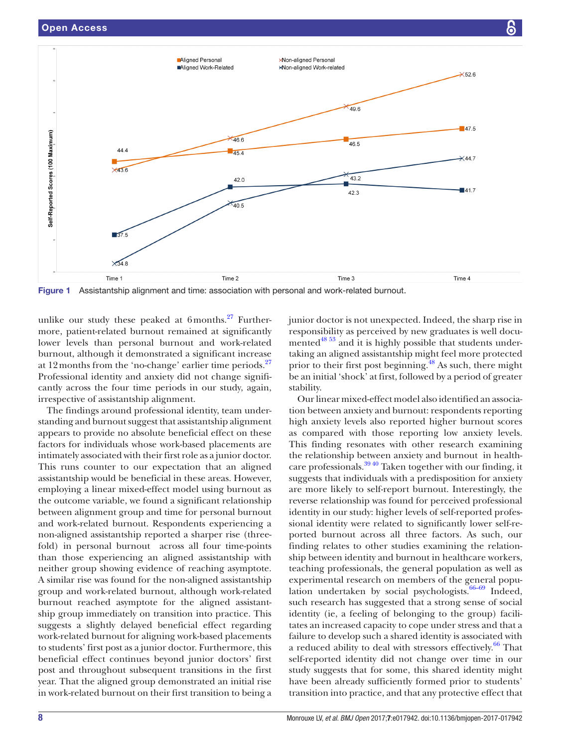Figure 1 Assistantship alignment and time: association with personal and work-related burnout.

unlike our study these peaked at 6 months.[27] Furthermore, patient-related burnout remained at significantly lower levels than personal burnout and work-related burnout, although it demonstrated a significant increase at 12 months from the 'no-change' earlier time periods.[27] Professional identity and anxiety did not change significantly across the four time periods in our study, again, irrespective of assistantship alignment.

The findings around professional identity, team understanding and burnout suggest that assistantship alignment appears to provide no absolute beneficial effect on these factors for individuals whose work-based placements are intimately associated with their first role as a junior doctor. This runs counter to our expectation that an aligned assistantship would be beneficial in these areas. However, employing a linear mixed-effect model using burnout as the outcome variable, we found a significant relationship between alignment group and time for personal burnout and work-related burnout. Respondents experiencing a non-aligned assistantship reported a sharper rise (threefold) in personal burnout across all four time-points than those experiencing an aligned assistantship with neither group showing evidence of reaching asymptote. A similar rise was found for the non-aligned assistantship group and work-related burnout, although work-related burnout reached asymptote for the aligned assistantship group immediately on transition into practice. This suggests a slightly delayed beneficial effect regarding work-related burnout for aligning work-based placements to students' first post as a junior doctor. Furthermore, this beneficial effect continues beyond junior doctors' first post and throughout subsequent transitions in the first year. That the aligned group demonstrated an initial rise in work-related burnout on their first transition to being a junior doctor is not unexpected. Indeed, the sharp rise in responsibility as perceived by new graduates is well documented[48,53] and it is highly possible that students undertaking an aligned assistantship might feel more protected prior to their first post beginning.[48] As such, there might be an initial 'shock' at first, followed by a period of greater stability.

Our linear mixed-effect model also identified an association between anxiety and burnout: respondents reporting high anxiety levels also reported higher burnout scores as compared with those reporting low anxiety levels. This finding resonates with other research examining the relationship between anxiety and burnout in healthcare professionals.[39,40] Taken together with our finding, it suggests that individuals with a predisposition for anxiety are more likely to self-report burnout. Interestingly, the reverse relationship was found for perceived professional identity in our study: higher levels of self-reported professional identity were related to significantly lower self-reported burnout across all three factors. As such, our finding relates to other studies examining the relationship between identity and burnout in healthcare workers, teaching professionals, the general population as well as experimental research on members of the general population undertaken by social psychologists.[66–69] Indeed, such research has suggested that a strong sense of social identity (ie, a feeling of belonging to the group) facilitates an increased capacity to cope under stress and that a failure to develop such a shared identity is associated with a reduced ability to deal with stressors effectively.[66] That self-reported identity did not change over time in our study suggests that for some, this shared identity might have been already sufficiently formed prior to students' transition into practice, and that any protective effect that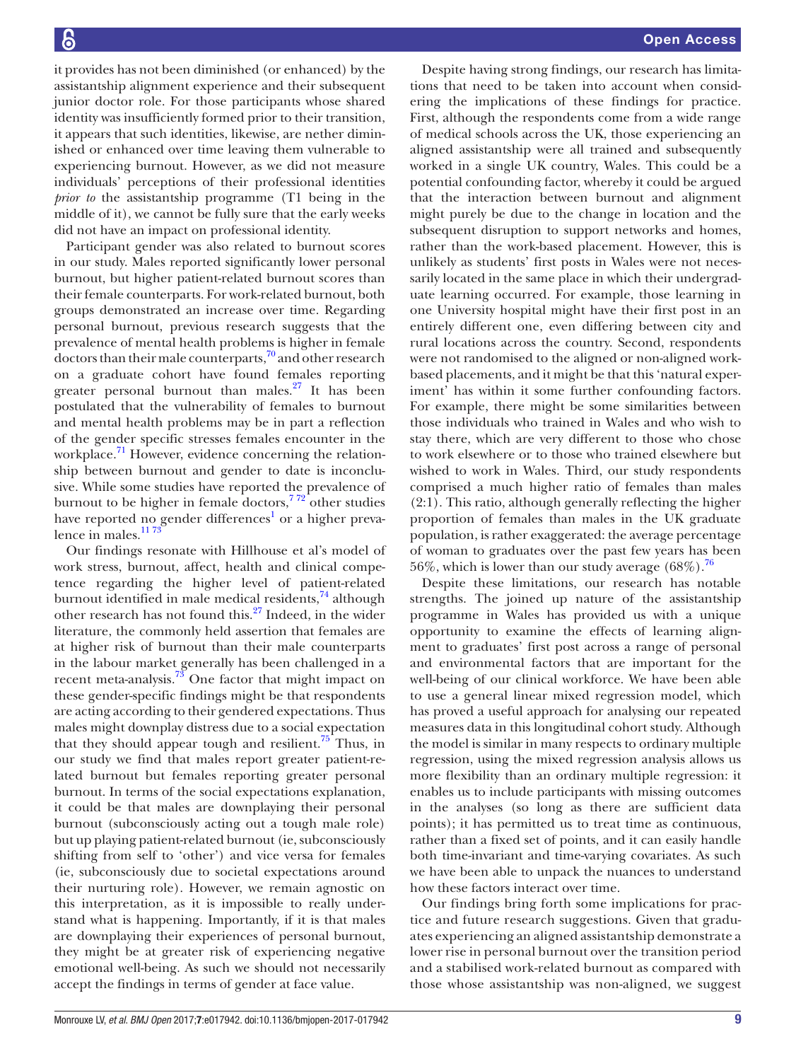it provides has not been diminished (or enhanced) by the assistantship alignment experience and their subsequent junior doctor role. For those participants whose shared identity was insufficiently formed prior to their transition, it appears that such identities, likewise, are nether diminished or enhanced over time leaving them vulnerable to experiencing burnout. However, as we did not measure individuals' perceptions of their professional identities *prior to* the assistantship programme (T1 being in the middle of it), we cannot be fully sure that the early weeks did not have an impact on professional identity.

Participant gender was also related to burnout scores in our study. Males reported significantly lower personal burnout, but higher patient-related burnout scores than their female counterparts. For work-related burnout, both groups demonstrated an increase over time. Regarding personal burnout, previous research suggests that the prevalence of mental health problems is higher in female doctors than their male counterparts,[70] and other research on a graduate cohort have found females reporting greater personal burnout than males.[27] It has been postulated that the vulnerability of females to burnout and mental health problems may be in part a reflection of the gender specific stresses females encounter in the workplace.[71] However, evidence concerning the relationship between burnout and gender to date is inconclusive. While some studies have reported the prevalence of burnout to be higher in female doctors,[7 72] other studies have reported no gender differences[1] or a higher prevalence in males.[11 73]

Our findings resonate with Hillhouse et al's model of work stress, burnout, affect, health and clinical competence regarding the higher level of patient-related burnout identified in male medical residents,[74] although other research has not found this.[27] Indeed, in the wider literature, the commonly held assertion that females are at higher risk of burnout than their male counterparts in the labour market generally has been challenged in a recent meta-analysis.[73] One factor that might impact on these gender-specific findings might be that respondents are acting according to their gendered expectations. Thus males might downplay distress due to a social expectation that they should appear tough and resilient.[75] Thus, in our study we find that males report greater patient-related burnout but females reporting greater personal burnout. In terms of the social expectations explanation, it could be that males are downplaying their personal burnout (subconsciously acting out a tough male role) but up playing patient-related burnout (ie, subconsciously shifting from self to 'other') and vice versa for females (ie, subconsciously due to societal expectations around their nurturing role). However, we remain agnostic on this interpretation, as it is impossible to really understand what is happening. Importantly, if it is that males are downplaying their experiences of personal burnout, they might be at greater risk of experiencing negative emotional well-being. As such we should not necessarily accept the findings in terms of gender at face value.

Despite having strong findings, our research has limitations that need to be taken into account when considering the implications of these findings for practice. First, although the respondents come from a wide range of medical schools across the UK, those experiencing an aligned assistantship were all trained and subsequently worked in a single UK country, Wales. This could be a potential confounding factor, whereby it could be argued that the interaction between burnout and alignment might purely be due to the change in location and the subsequent disruption to support networks and homes, rather than the work-based placement. However, this is unlikely as students' first posts in Wales were not necessarily located in the same place in which their undergraduate learning occurred. For example, those learning in one University hospital might have their first post in an entirely different one, even differing between city and rural locations across the country. Second, respondents were not randomised to the aligned or non-aligned work-based placements, and it might be that this 'natural experiment' has within it some further confounding factors. For example, there might be some similarities between those individuals who trained in Wales and who wish to stay there, which are very different to those who chose to work elsewhere or to those who trained elsewhere but wished to work in Wales. Third, our study respondents comprised a much higher ratio of females than males (2:1). This ratio, although generally reflecting the higher proportion of females than males in the UK graduate population, is rather exaggerated: the average percentage of woman to graduates over the past few years has been 56%, which is lower than our study average (68%).[76]

Despite these limitations, our research has notable strengths. The joined up nature of the assistantship programme in Wales has provided us with a unique opportunity to examine the effects of learning alignment to graduates' first post across a range of personal and environmental factors that are important for the well-being of our clinical workforce. We have been able to use a general linear mixed regression model, which has proved a useful approach for analysing our repeated measures data in this longitudinal cohort study. Although the model is similar in many respects to ordinary multiple regression, using the mixed regression analysis allows us more flexibility than an ordinary multiple regression: it enables us to include participants with missing outcomes in the analyses (so long as there are sufficient data points); it has permitted us to treat time as continuous, rather than a fixed set of points, and it can easily handle both time-invariant and time-varying covariates. As such we have been able to unpack the nuances to understand how these factors interact over time.

Our findings bring forth some implications for practice and future research suggestions. Given that graduates experiencing an aligned assistantship demonstrate a lower rise in personal burnout over the transition period and a stabilised work-related burnout as compared with those whose assistantship was non-aligned, we suggest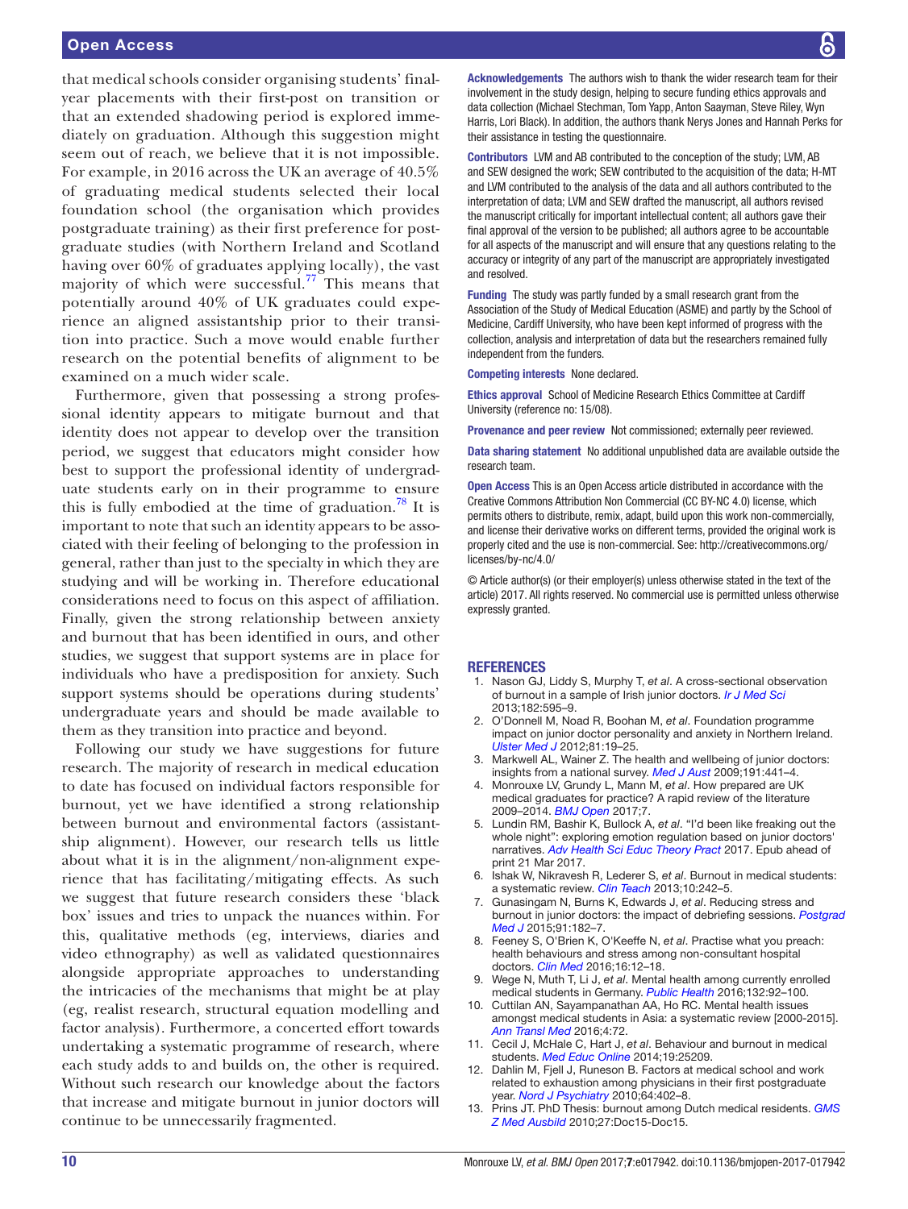that medical schools consider organising students' final-year placements with their first-post on transition or that an extended shadowing period is explored immediately on graduation. Although this suggestion might seem out of reach, we believe that it is not impossible. For example, in 2016 across the UK an average of 40.5% of graduating medical students selected their local foundation school (the organisation which provides postgraduate training) as their first preference for postgraduate studies (with Northern Ireland and Scotland having over 60% of graduates applying locally), the vast majority of which were successful.[77] This means that potentially around 40% of UK graduates could experience an aligned assistantship prior to their transition into practice. Such a move would enable further research on the potential benefits of alignment to be examined on a much wider scale.

Furthermore, given that possessing a strong professional identity appears to mitigate burnout and that identity does not appear to develop over the transition period, we suggest that educators might consider how best to support the professional identity of undergraduate students early on in their programme to ensure this is fully embodied at the time of graduation.[78] It is important to note that such an identity appears to be associated with their feeling of belonging to the profession in general, rather than just to the specialty in which they are studying and will be working in. Therefore educational considerations need to focus on this aspect of affiliation. Finally, given the strong relationship between anxiety and burnout that has been identified in ours, and other studies, we suggest that support systems are in place for individuals who have a predisposition for anxiety. Such support systems should be operations during students' undergraduate years and should be made available to them as they transition into practice and beyond.

Following our study we have suggestions for future research. The majority of research in medical education to date has focused on individual factors responsible for burnout, yet we have identified a strong relationship between burnout and environmental factors (assistantship alignment). However, our research tells us little about what it is in the alignment/non-alignment experience that has facilitating/mitigating effects. As such we suggest that future research considers these 'black box' issues and tries to unpack the nuances within. For this, qualitative methods (eg, interviews, diaries and video ethnography) as well as validated questionnaires alongside appropriate approaches to understanding the intricacies of the mechanisms that might be at play (eg, realist research, structural equation modelling and factor analysis). Furthermore, a concerted effort towards undertaking a systematic programme of research, where each study adds to and builds on, the other is required. Without such research our knowledge about the factors that increase and mitigate burnout in junior doctors will continue to be unnecessarily fragmented.

**Acknowledgements** The authors wish to thank the wider research team for their involvement in the study design, helping to secure funding ethics approvals and data collection (Michael Stechman, Tom Yapp, Anton Saayman, Steve Riley, Wyn Harris, Lori Black). In addition, the authors thank Nerys Jones and Hannah Perks for their assistance in testing the questionnaire.

**Contributors** LVM and AB contributed to the conception of the study; LVM, AB and SEW designed the work; SEW contributed to the acquisition of the data; H-MT and LVM contributed to the analysis of the data and all authors contributed to the interpretation of data; LVM and SEW drafted the manuscript, all authors revised the manuscript critically for important intellectual content; all authors gave their final approval of the version to be published; all authors agree to be accountable for all aspects of the manuscript and will ensure that any questions relating to the accuracy or integrity of any part of the manuscript are appropriately investigated and resolved.

**Funding** The study was partly funded by a small research grant from the Association of the Study of Medical Education (ASME) and partly by the School of Medicine, Cardiff University, who have been kept informed of progress with the collection, analysis and interpretation of data but the researchers remained fully independent from the funders.

**Competing interests** None declared.

**Ethics approval** School of Medicine Research Ethics Committee at Cardiff University (reference no: 15/08).

**Provenance and peer review** Not commissioned; externally peer reviewed.

**Data sharing statement** No additional unpublished data are available outside the research team.

**Open Access** This is an Open Access article distributed in accordance with the Creative Commons Attribution Non Commercial (CC BY-NC 4.0) license, which permits others to distribute, remix, adapt, build upon this work non-commercially, and license their derivative works on different terms, provided the original work is properly cited and the use is non-commercial. See: http://creativecommons.org/licenses/by-nc/4.0/

© Article author(s) (or their employer(s) unless otherwise stated in the text of the article) 2017. All rights reserved. No commercial use is permitted unless otherwise expressly granted.

## REFERENCES

1. Nason GJ, Liddy S, Murphy T, *et al*. A cross-sectional observation of burnout in a sample of Irish junior doctors. *Ir J Med Sci* 2013;182:595–9.
2. O'Donnell M, Noad R, Boohan M, *et al*. Foundation programme impact on junior doctor personality and anxiety in Northern Ireland. *Ulster Med J* 2012;81:19–25.
3. Markwell AL, Wainer Z. The health and wellbeing of junior doctors: insights from a national survey. *Med J Aust* 2009;191:441–4.
4. Monrouxe LV, Grundy L, Mann M, *et al*. How prepared are UK medical graduates for practice? A rapid review of the literature 2009–2014. *BMJ Open* 2017;7.
5. Lundin RM, Bashir K, Bullock A, *et al*. "I'd been like freaking out the whole night": exploring emotion regulation based on junior doctors' narratives. *Adv Health Sci Educ Theory Pract* 2017. Epub ahead of print 21 Mar 2017.
6. Ishak W, Nikravesh R, Lederer S, *et al*. Burnout in medical students: a systematic review. *Clin Teach* 2013;10:242–5.
7. Gunasingam N, Burns K, Edwards J, *et al*. Reducing stress and burnout in junior doctors: the impact of debriefing sessions. *Postgrad Med J* 2015;91:182–7.
8. Feeney S, O'Brien K, O'Keeffe N, *et al*. Practise what you preach: health behaviours and stress among non-consultant hospital doctors. *Clin Med* 2016;16:12–18.
9. Wege N, Muth T, Li J, *et al*. Mental health among currently enrolled medical students in Germany. *Public Health* 2016;132:92–100.
10. Cuttilan AN, Sayampanathan AA, Ho RC. Mental health issues amongst medical students in Asia: a systematic review [2000-2015]. *Ann Transl Med* 2016;4:72.
11. Cecil J, McHale C, Hart J, *et al*. Behaviour and burnout in medical students. *Med Educ Online* 2014;19:25209.
12. Dahlin M, Fjell J, Runeson B. Factors at medical school and work related to exhaustion among physicians in their first postgraduate year. *Nord J Psychiatry* 2010;64:402–8.
13. Prins JT. PhD Thesis: burnout among Dutch medical residents. *GMS Z Med Ausbild* 2010;27:Doc15-Doc15.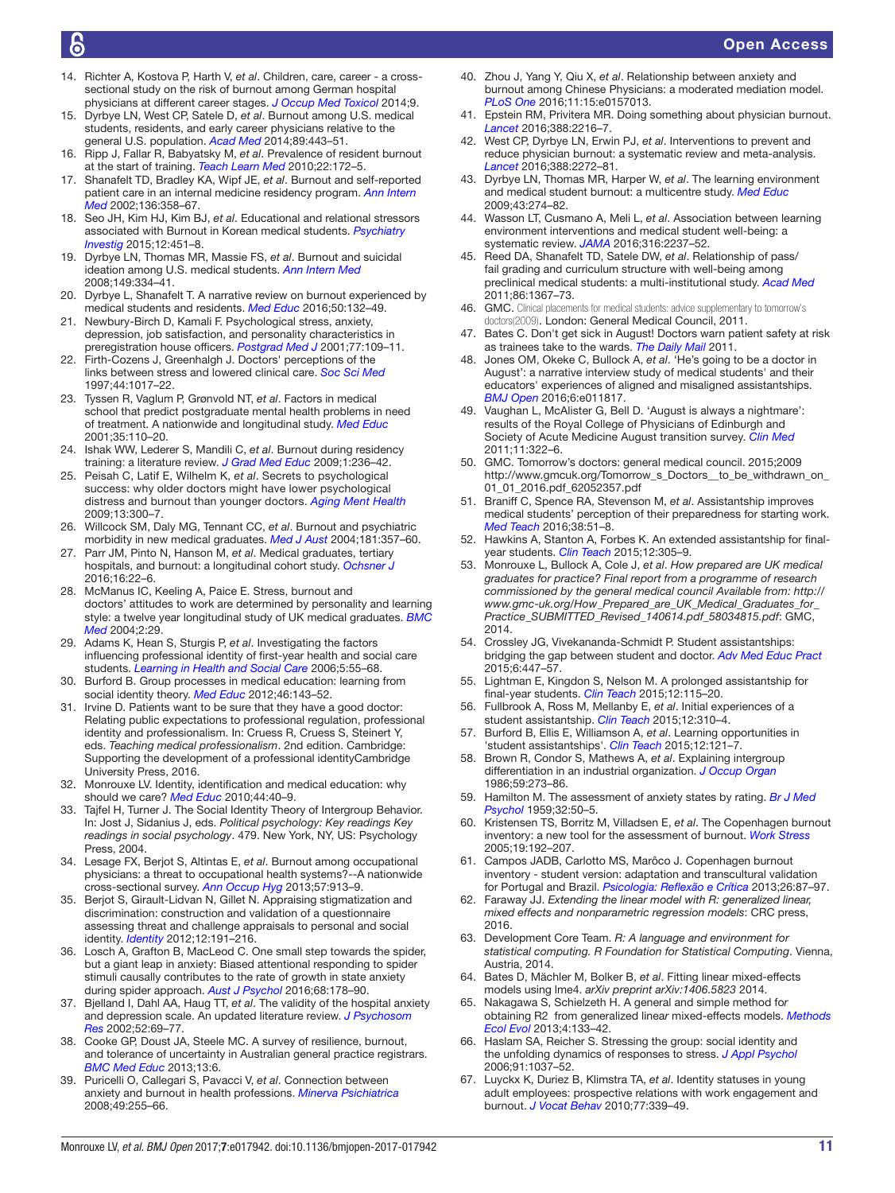14. Richter A, Kostova P, Harth V, *et al*. Children, care, career - a cross-sectional study on the risk of burnout among German hospital physicians at different career stages. *J Occup Med Toxicol* 2014;9.
15. Dyrbye LN, West CP, Satele D, *et al*. Burnout among U.S. medical students, residents, and early career physicians relative to the general U.S. population. *Acad Med* 2014;89:443–51.
16. Ripp J, Fallar R, Babyatsky M, *et al*. Prevalence of resident burnout at the start of training. *Teach Learn Med* 2010;22:172–5.
17. Shanafelt TD, Bradley KA, Wipf JE, *et al*. Burnout and self-reported patient care in an internal medicine residency program. *Ann Intern Med* 2002;136:358–67.
18. Seo JH, Kim HJ, Kim BJ, *et al*. Educational and relational stressors associated with Burnout in Korean medical students. *Psychiatry Investig* 2015;12:451–8.
19. Dyrbye LN, Thomas MR, Massie FS, *et al*. Burnout and suicidal ideation among U.S. medical students. *Ann Intern Med* 2008;149:334–41.
20. Dyrbye L, Shanafelt T. A narrative review on burnout experienced by medical students and residents. *Med Educ* 2016;50:132–49.
21. Newbury-Birch D, Kamali F. Psychological stress, anxiety, depression, job satisfaction, and personality characteristics in preregistration house officers. *Postgrad Med J* 2001;77:109–11.
22. Firth-Cozens J, Greenhalgh J. Doctors' perceptions of the links between stress and lowered clinical care. *Soc Sci Med* 1997;44:1017–22.
23. Tyssen R, Vaglum P, Grønvold NT, *et al*. Factors in medical school that predict postgraduate mental health problems in need of treatment. A nationwide and longitudinal study. *Med Educ* 2001;35:110–20.
24. Ishak WW, Lederer S, Mandili C, *et al*. Burnout during residency training: a literature review. *J Grad Med Educ* 2009;1:236–42.
25. Peisah C, Latif E, Wilhelm K, *et al*. Secrets to psychological success: why older doctors might have lower psychological distress and burnout than younger doctors. *Aging Ment Health* 2009;13:300–7.
26. Willcock SM, Daly MG, Tennant CC, *et al*. Burnout and psychiatric morbidity in new medical graduates. *Med J Aust* 2004;181:357–60.
27. Parr JM, Pinto N, Hanson M, *et al*. Medical graduates, tertiary hospitals, and burnout: a longitudinal cohort study. *Ochsner J* 2016;16:22–6.
28. McManus IC, Keeling A, Paice E. Stress, burnout and doctors' attitudes to work are determined by personality and learning style: a twelve year longitudinal study of UK medical graduates. *BMC Med* 2004;2:29.
29. Adams K, Hean S, Sturgis P, *et al*. Investigating the factors influencing professional identity of first-year health and social care students. *Learning in Health and Social Care* 2006;5:55–68.
30. Burford B. Group processes in medical education: learning from social identity theory. *Med Educ* 2012;46:143–52.
31. Irvine D. Patients want to be sure that they have a good doctor: Relating public expectations to professional regulation, professional identity and professionalism. In: Cruess R, Cruess S, Steinert Y, eds. *Teaching medical professionalism*. 2nd edition. Cambridge: Supporting the development of a professional identityCambridge University Press, 2016.
32. Monrouxe LV. Identity, identification and medical education: why should we care? *Med Educ* 2010;44:40–9.
33. Tajfel H, Turner J. The Social Identity Theory of Intergroup Behavior. In: Jost J, Sidanius J, eds. *Political psychology: Key readings Key readings in social psychology*. 479. New York, NY, US: Psychology Press, 2004.
34. Lesage FX, Berjot S, Altintas E, *et al*. Burnout among occupational physicians: a threat to occupational health systems?--A nationwide cross-sectional survey. *Ann Occup Hyg* 2013;57:913–9.
35. Berjot S, Girault-Lidvan N, Gillet N. Appraising stigmatization and discrimination: construction and validation of a questionnaire assessing threat and challenge appraisals to personal and social identity. *Identity* 2012;12:191–216.
36. Losch A, Grafton B, MacLeod C. One small step towards the spider, but a giant leap in anxiety: Biased attentional responding to spider stimuli causally contributes to the rate of growth in state anxiety during spider approach. *Aust J Psychol* 2016;68:178–90.
37. Bjelland I, Dahl AA, Haug TT, *et al*. The validity of the hospital anxiety and depression scale. An updated literature review. *J Psychosom Res* 2002;52:69–77.
38. Cooke GP, Doust JA, Steele MC. A survey of resilience, burnout, and tolerance of uncertainty in Australian general practice registrars. *BMC Med Educ* 2013;13:6.
39. Puricelli O, Callegari S, Pavacci V, *et al*. Connection between anxiety and burnout in health professions. *Minerva Psichiatrica* 2008;49:255–66.
40. Zhou J, Yang Y, Qiu X, *et al*. Relationship between anxiety and burnout among Chinese Physicians: a moderated mediation model. *PLoS One* 2016;11:15:e0157013.
41. Epstein RM, Privitera MR. Doing something about physician burnout. *Lancet* 2016;388:2216–7.
42. West CP, Dyrbye LN, Erwin PJ, *et al*. Interventions to prevent and reduce physician burnout: a systematic review and meta-analysis. *Lancet* 2016;388:2272–81.
43. Dyrbye LN, Thomas MR, Harper W, *et al*. The learning environment and medical student burnout: a multicentre study. *Med Educ* 2009;43:274–82.
44. Wasson LT, Cusmano A, Meli L, *et al*. Association between learning environment interventions and medical student well-being: a systematic review. *JAMA* 2016;316:2237–52.
45. Reed DA, Shanafelt TD, Satele DW, *et al*. Relationship of pass/fail grading and curriculum structure with well-being among preclinical medical students: a multi-institutional study. *Acad Med* 2011;86:1367–73.
46. GMC. Clinical placements for medical students: advice supplementary to tomorrow's doctors(2009). London: General Medical Council, 2011.
47. Bates C. Don't get sick in August! Doctors warn patient safety at risk as trainees take to the wards. *The Daily Mail* 2011.
48. Jones OM, Okeke C, Bullock A, *et al*. 'He's going to be a doctor in August': a narrative interview study of medical students' and their educators' experiences of aligned and misaligned assistantships. *BMJ Open* 2016;6:e011817.
49. Vaughan L, McAlister G, Bell D. 'August is always a nightmare': results of the Royal College of Physicians of Edinburgh and Society of Acute Medicine August transition survey. *Clin Med* 2011;11:322–6.
50. GMC. Tomorrow's doctors: general medical council. 2015;2009 http://www.gmcuk.org/Tomorrow_s_Doctors__to_be_withdrawn_on_01_01_2016.pdf_62052357.pdf
51. Braniff C, Spence RA, Stevenson M, *et al*. Assistantship improves medical students' perception of their preparedness for starting work. *Med Teach* 2016;38:51–8.
52. Hawkins A, Stanton A, Forbes K. An extended assistantship for final-year students. *Clin Teach* 2015;12:305–9.
53. Monrouxe L, Bullock A, Cole J, *et al*. *How prepared are UK medical graduates for practice? Final report from a programme of research commissioned by the general medical council Available from: http://www.gmc-uk.org/How_Prepared_are_UK_Medical_Graduates_for_Practice_SUBMITTED_Revised_140614.pdf_58034815.pdf*: GMC, 2014.
54. Crossley JG, Vivekananda-Schmidt P. Student assistantships: bridging the gap between student and doctor. *Adv Med Educ Pract* 2015;6:447–57.
55. Lightman E, Kingdon S, Nelson M. A prolonged assistantship for final-year students. *Clin Teach* 2015;12:115–20.
56. Fullbrook A, Ross M, Mellanby E, *et al*. Initial experiences of a student assistantship. *Clin Teach* 2015;12:310–4.
57. Burford B, Ellis E, Williamson A, *et al*. Learning opportunities in 'student assistantships'. *Clin Teach* 2015;12:121–7.
58. Brown R, Condor S, Mathews A, *et al*. Explaining intergroup differentiation in an industrial organization. *J Occup Organ* 1986;59:273–86.
59. Hamilton M. The assessment of anxiety states by rating. *Br J Med Psychol* 1959;32:50–5.
60. Kristensen TS, Borritz M, Villadsen E, *et al*. The Copenhagen burnout inventory: a new tool for the assessment of burnout. *Work Stress* 2005;19:192–207.
61. Campos JADB, Carlotto MS, Marôco J. Copenhagen burnout inventory - student version: adaptation and transcultural validation for Portugal and Brazil. *Psicologia: Reflexão e Crítica* 2013;26:87–97.
62. Faraway JJ. *Extending the linear model with R: generalized linear, mixed effects and nonparametric regression models*: CRC press, 2016.
63. Development Core Team. *R: A language and environment for statistical computing. R Foundation for Statistical Computing*. Vienna, Austria, 2014.
64. Bates D, Mächler M, Bolker B, *et al*. Fitting linear mixed-effects models using lme4. *arXiv preprint arXiv:1406.5823* 2014.
65. Nakagawa S, Schielzeth H. A general and simple method for obtaining R2 from generalized linear mixed-effects models. *Methods Ecol Evol* 2013;4:133–42.
66. Haslam SA, Reicher S. Stressing the group: social identity and the unfolding dynamics of responses to stress. *J Appl Psychol* 2006;91:1037–52.
67. Luyckx K, Duriez B, Klimstra TA, *et al*. Identity statuses in young adult employees: prospective relations with work engagement and burnout. *J Vocat Behav* 2010;77:339–49.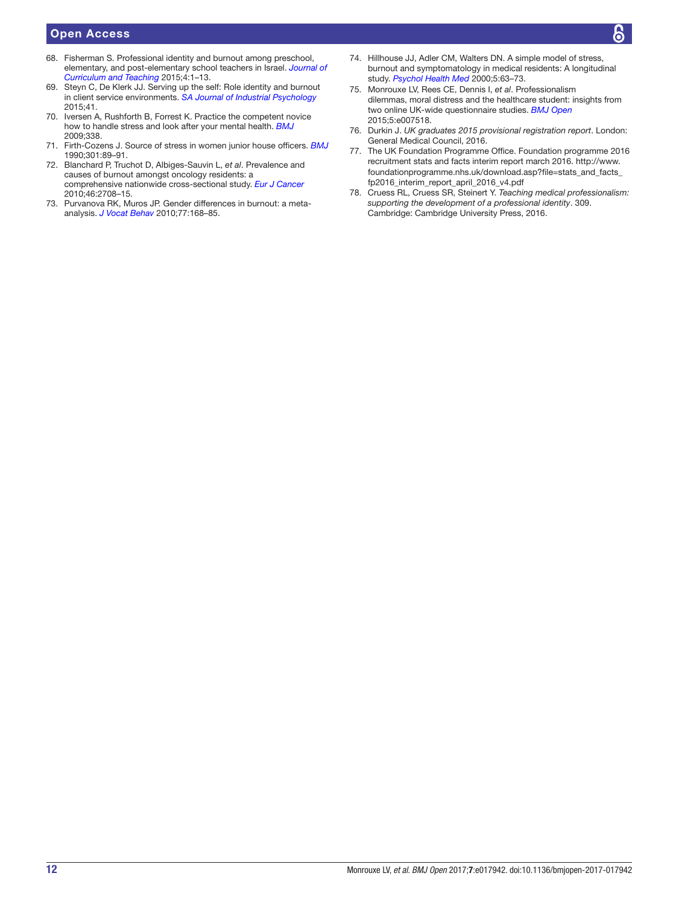68. Fisherman S. Professional identity and burnout among preschool, elementary, and post-elementary school teachers in Israel. *Journal of Curriculum and Teaching* 2015;4:1–13.
69. Steyn C, De Klerk JJ. Serving up the self: Role identity and burnout in client service environments. *SA Journal of Industrial Psychology* 2015;41.
70. Iversen A, Rushforth B, Forrest K. Practice the competent novice how to handle stress and look after your mental health. *BMJ* 2009;338.
71. Firth-Cozens J. Source of stress in women junior house officers. *BMJ* 1990;301:89–91.
72. Blanchard P, Truchot D, Albiges-Sauvin L, *et al*. Prevalence and causes of burnout amongst oncology residents: a comprehensive nationwide cross-sectional study. *Eur J Cancer* 2010;46:2708–15.
73. Purvanova RK, Muros JP. Gender differences in burnout: a meta-analysis. *J Vocat Behav* 2010;77:168–85.
74. Hillhouse JJ, Adler CM, Walters DN. A simple model of stress, burnout and symptomatology in medical residents: A longitudinal study. *Psychol Health Med* 2000;5:63–73.
75. Monrouxe LV, Rees CE, Dennis I, *et al*. Professionalism dilemmas, moral distress and the healthcare student: insights from two online UK-wide questionnaire studies. *BMJ Open* 2015;5:e007518.
76. Durkin J. *UK graduates 2015 provisional registration report*. London: General Medical Council, 2016.
77. The UK Foundation Programme Office. Foundation programme 2016 recruitment stats and facts interim report march 2016. http://www.foundationprogramme.nhs.uk/download.asp?file=stats_and_facts_fp2016_interim_report_april_2016_v4.pdf
78. Cruess RL, Cruess SR, Steinert Y. *Teaching medical professionalism: supporting the development of a professional identity*. 309. Cambridge: Cambridge University Press, 2016.